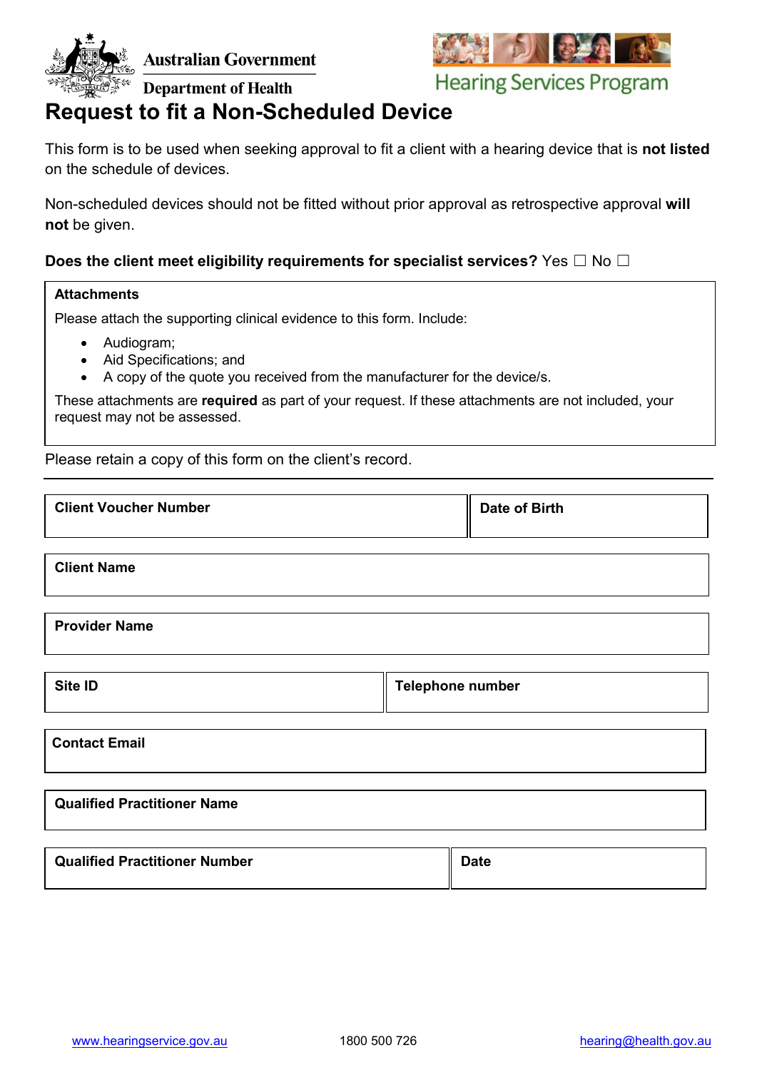Australian Government
Department of Health

Hearing Services Program

# Request to fit a Non-Scheduled Device

This form is to be used when seeking approval to fit a client with a hearing device that is **not listed** on the schedule of devices.

Non-scheduled devices should not be fitted without prior approval as retrospective approval **will not** be given.

**Does the client meet eligibility requirements for specialist services?** Yes ☐ No ☐

**Attachments**

Please attach the supporting clinical evidence to this form. Include:

- Audiogram;
- Aid Specifications; and
- A copy of the quote you received from the manufacturer for the device/s.

These attachments are **required** as part of your request. If these attachments are not included, your request may not be assessed.

Please retain a copy of this form on the client's record.

| | |
|---|---|
| **Client Voucher Number** | **Date of Birth** |

| |
|---|
| **Client Name** |

| |
|---|
| **Provider Name** |

| | |
|---|---|
| **Site ID** | **Telephone number** |

| |
|---|
| **Contact Email** |

| |
|---|
| **Qualified Practitioner Name** |

| | |
|---|---|
| **Qualified Practitioner Number** | **Date** |

www.hearingservice.gov.au 1800 500 726 hearing@health.gov.au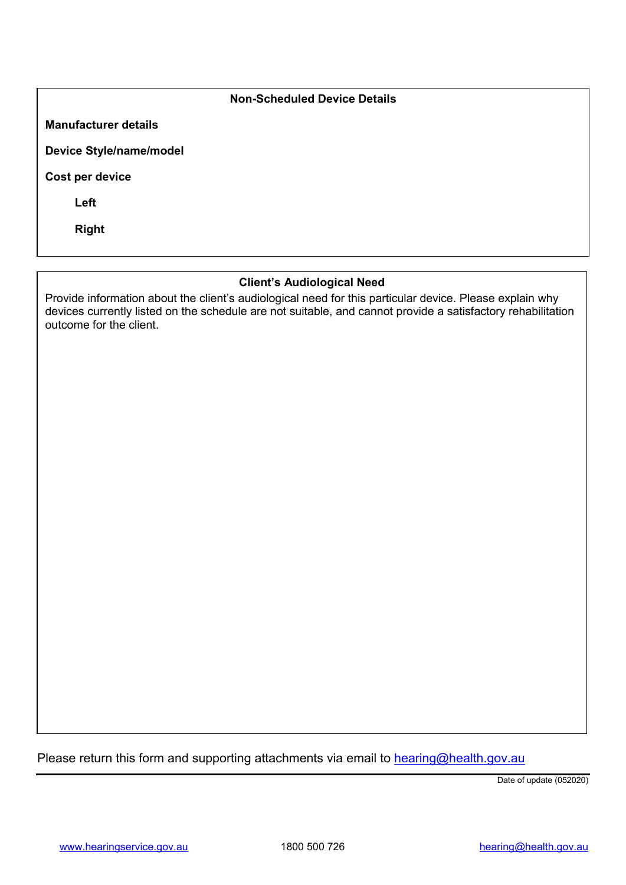## Non-Scheduled Device Details

**Manufacturer details**

**Device Style/name/model**

**Cost per device**

**Left**

**Right**

## Client's Audiological Need

Provide information about the client's audiological need for this particular device. Please explain why devices currently listed on the schedule are not suitable, and cannot provide a satisfactory rehabilitation outcome for the client.

Please return this form and supporting attachments via email to hearing@health.gov.au

Date of update (052020)

www.hearingservice.gov.au 1800 500 726 hearing@health.gov.au